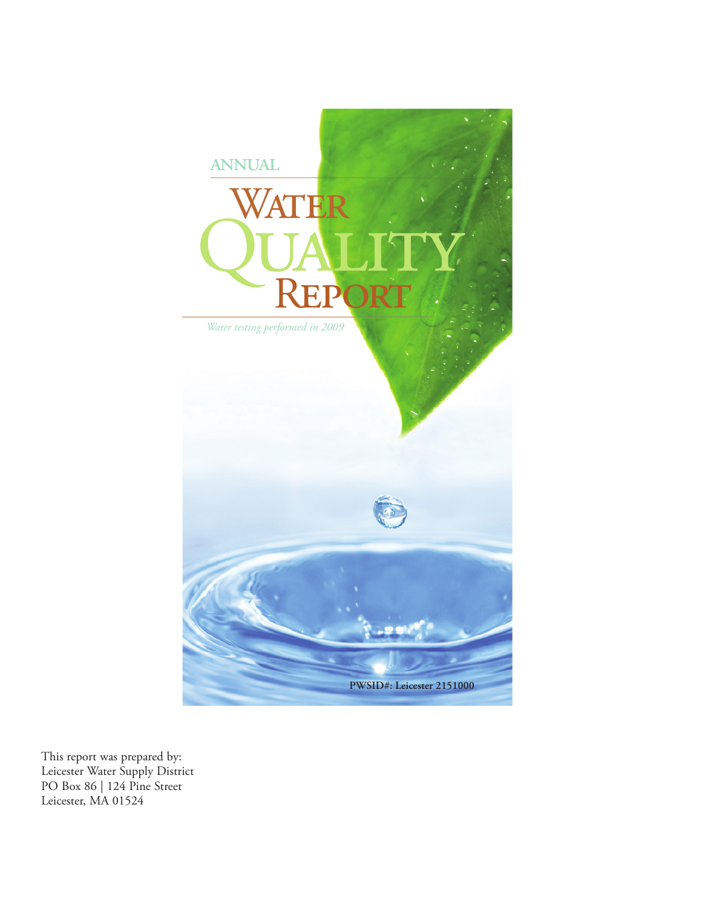# ANNUAL WATER QUALITY REPORT

*Water testing performed in 2009*

**PWSID#: Leicester 2151000**

This report was prepared by:
Leicester Water Supply District
PO Box 86 | 124 Pine Street
Leicester, MA 01524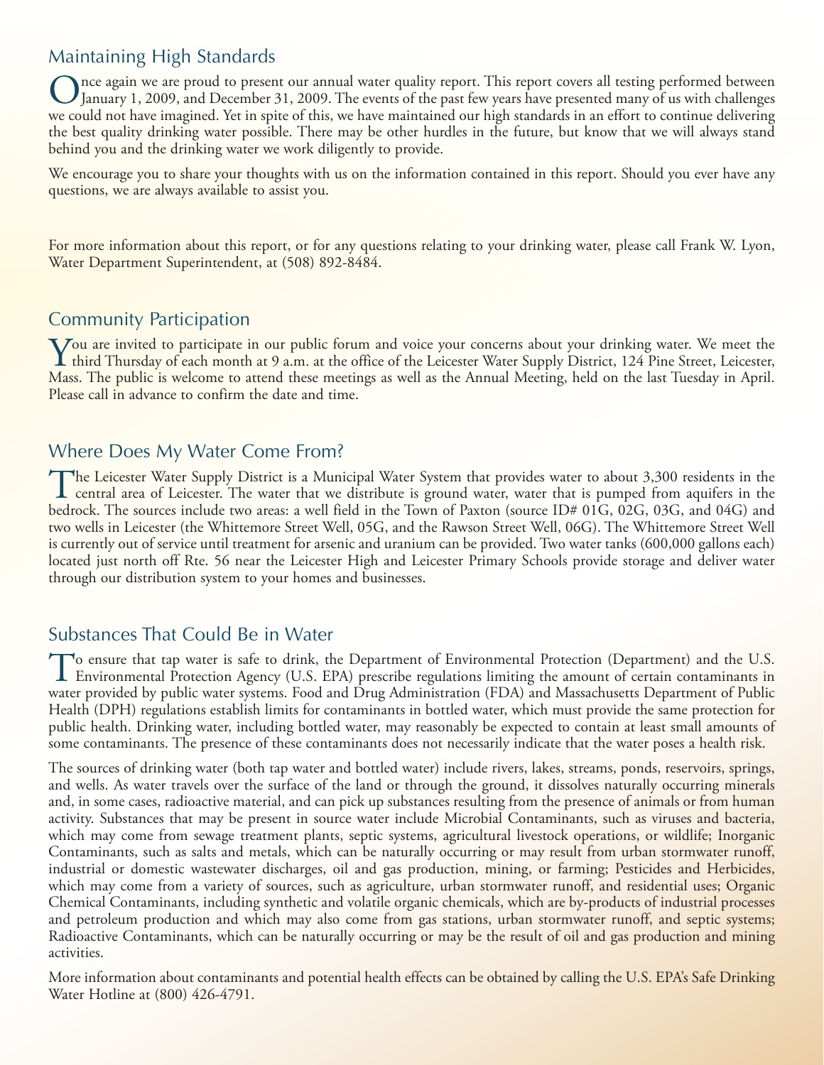## Maintaining High Standards

Once again we are proud to present our annual water quality report. This report covers all testing performed between January 1, 2009, and December 31, 2009. The events of the past few years have presented many of us with challenges we could not have imagined. Yet in spite of this, we have maintained our high standards in an effort to continue delivering the best quality drinking water possible. There may be other hurdles in the future, but know that we will always stand behind you and the drinking water we work diligently to provide.

We encourage you to share your thoughts with us on the information contained in this report. Should you ever have any questions, we are always available to assist you.

For more information about this report, or for any questions relating to your drinking water, please call Frank W. Lyon, Water Department Superintendent, at (508) 892-8484.

## Community Participation

You are invited to participate in our public forum and voice your concerns about your drinking water. We meet the third Thursday of each month at 9 a.m. at the office of the Leicester Water Supply District, 124 Pine Street, Leicester, Mass. The public is welcome to attend these meetings as well as the Annual Meeting, held on the last Tuesday in April. Please call in advance to confirm the date and time.

## Where Does My Water Come From?

The Leicester Water Supply District is a Municipal Water System that provides water to about 3,300 residents in the central area of Leicester. The water that we distribute is ground water, water that is pumped from aquifers in the bedrock. The sources include two areas: a well field in the Town of Paxton (source ID# 01G, 02G, 03G, and 04G) and two wells in Leicester (the Whittemore Street Well, 05G, and the Rawson Street Well, 06G). The Whittemore Street Well is currently out of service until treatment for arsenic and uranium can be provided. Two water tanks (600,000 gallons each) located just north off Rte. 56 near the Leicester High and Leicester Primary Schools provide storage and deliver water through our distribution system to your homes and businesses.

## Substances That Could Be in Water

To ensure that tap water is safe to drink, the Department of Environmental Protection (Department) and the U.S. Environmental Protection Agency (U.S. EPA) prescribe regulations limiting the amount of certain contaminants in water provided by public water systems. Food and Drug Administration (FDA) and Massachusetts Department of Public Health (DPH) regulations establish limits for contaminants in bottled water, which must provide the same protection for public health. Drinking water, including bottled water, may reasonably be expected to contain at least small amounts of some contaminants. The presence of these contaminants does not necessarily indicate that the water poses a health risk.

The sources of drinking water (both tap water and bottled water) include rivers, lakes, streams, ponds, reservoirs, springs, and wells. As water travels over the surface of the land or through the ground, it dissolves naturally occurring minerals and, in some cases, radioactive material, and can pick up substances resulting from the presence of animals or from human activity. Substances that may be present in source water include Microbial Contaminants, such as viruses and bacteria, which may come from sewage treatment plants, septic systems, agricultural livestock operations, or wildlife; Inorganic Contaminants, such as salts and metals, which can be naturally occurring or may result from urban stormwater runoff, industrial or domestic wastewater discharges, oil and gas production, mining, or farming; Pesticides and Herbicides, which may come from a variety of sources, such as agriculture, urban stormwater runoff, and residential uses; Organic Chemical Contaminants, including synthetic and volatile organic chemicals, which are by-products of industrial processes and petroleum production and which may also come from gas stations, urban stormwater runoff, and septic systems; Radioactive Contaminants, which can be naturally occurring or may be the result of oil and gas production and mining activities.

More information about contaminants and potential health effects can be obtained by calling the U.S. EPA's Safe Drinking Water Hotline at (800) 426-4791.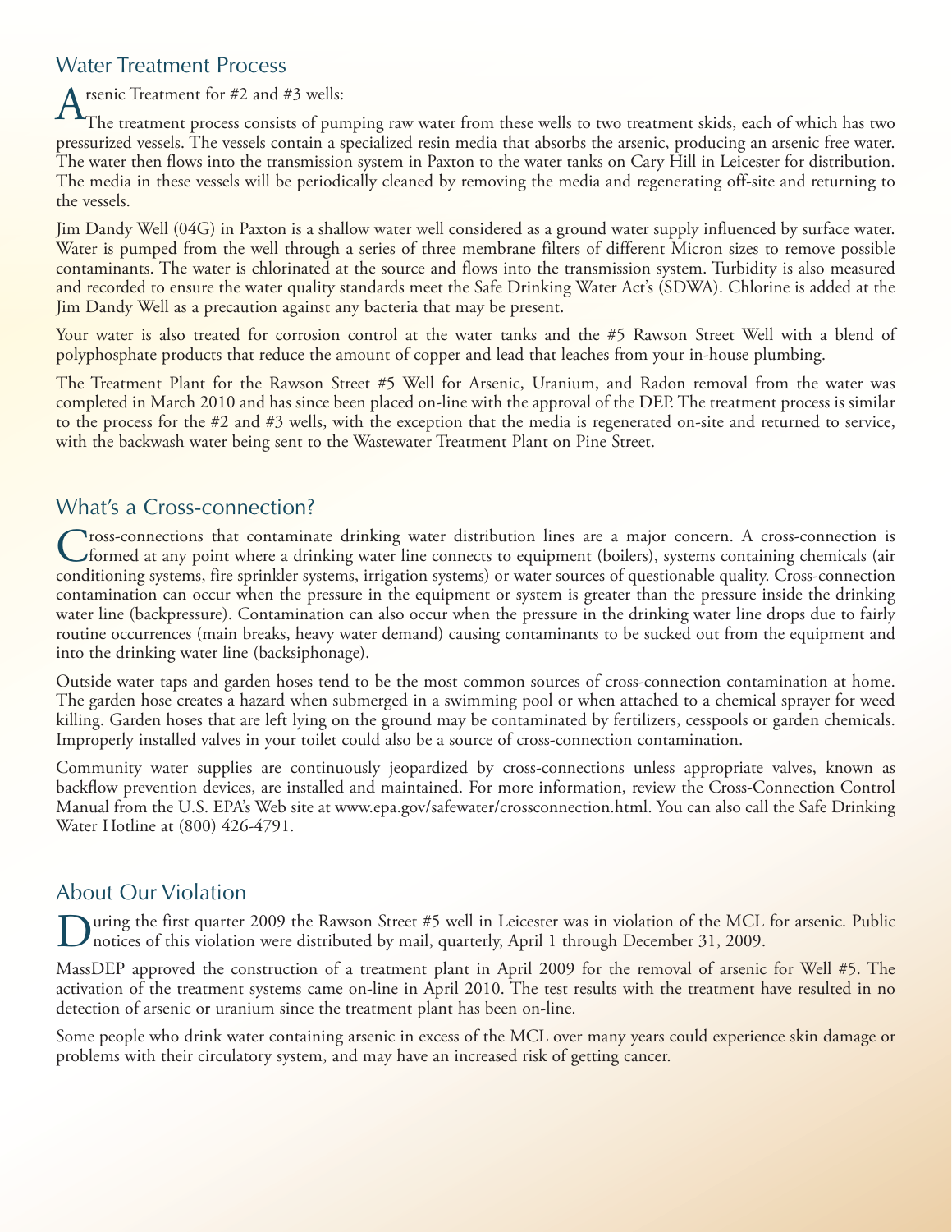## Water Treatment Process

Arsenic Treatment for #2 and #3 wells:

The treatment process consists of pumping raw water from these wells to two treatment skids, each of which has two pressurized vessels. The vessels contain a specialized resin media that absorbs the arsenic, producing an arsenic free water. The water then flows into the transmission system in Paxton to the water tanks on Cary Hill in Leicester for distribution. The media in these vessels will be periodically cleaned by removing the media and regenerating off-site and returning to the vessels.

Jim Dandy Well (04G) in Paxton is a shallow water well considered as a ground water supply influenced by surface water. Water is pumped from the well through a series of three membrane filters of different Micron sizes to remove possible contaminants. The water is chlorinated at the source and flows into the transmission system. Turbidity is also measured and recorded to ensure the water quality standards meet the Safe Drinking Water Act's (SDWA). Chlorine is added at the Jim Dandy Well as a precaution against any bacteria that may be present.

Your water is also treated for corrosion control at the water tanks and the #5 Rawson Street Well with a blend of polyphosphate products that reduce the amount of copper and lead that leaches from your in-house plumbing.

The Treatment Plant for the Rawson Street #5 Well for Arsenic, Uranium, and Radon removal from the water was completed in March 2010 and has since been placed on-line with the approval of the DEP. The treatment process is similar to the process for the #2 and #3 wells, with the exception that the media is regenerated on-site and returned to service, with the backwash water being sent to the Wastewater Treatment Plant on Pine Street.

## What's a Cross-connection?

Cross-connections that contaminate drinking water distribution lines are a major concern. A cross-connection is formed at any point where a drinking water line connects to equipment (boilers), systems containing chemicals (air conditioning systems, fire sprinkler systems, irrigation systems) or water sources of questionable quality. Cross-connection contamination can occur when the pressure in the equipment or system is greater than the pressure inside the drinking water line (backpressure). Contamination can also occur when the pressure in the drinking water line drops due to fairly routine occurrences (main breaks, heavy water demand) causing contaminants to be sucked out from the equipment and into the drinking water line (backsiphonage).

Outside water taps and garden hoses tend to be the most common sources of cross-connection contamination at home. The garden hose creates a hazard when submerged in a swimming pool or when attached to a chemical sprayer for weed killing. Garden hoses that are left lying on the ground may be contaminated by fertilizers, cesspools or garden chemicals. Improperly installed valves in your toilet could also be a source of cross-connection contamination.

Community water supplies are continuously jeopardized by cross-connections unless appropriate valves, known as backflow prevention devices, are installed and maintained. For more information, review the Cross-Connection Control Manual from the U.S. EPA's Web site at www.epa.gov/safewater/crossconnection.html. You can also call the Safe Drinking Water Hotline at (800) 426-4791.

## About Our Violation

During the first quarter 2009 the Rawson Street #5 well in Leicester was in violation of the MCL for arsenic. Public notices of this violation were distributed by mail, quarterly, April 1 through December 31, 2009.

MassDEP approved the construction of a treatment plant in April 2009 for the removal of arsenic for Well #5. The activation of the treatment systems came on-line in April 2010. The test results with the treatment have resulted in no detection of arsenic or uranium since the treatment plant has been on-line.

Some people who drink water containing arsenic in excess of the MCL over many years could experience skin damage or problems with their circulatory system, and may have an increased risk of getting cancer.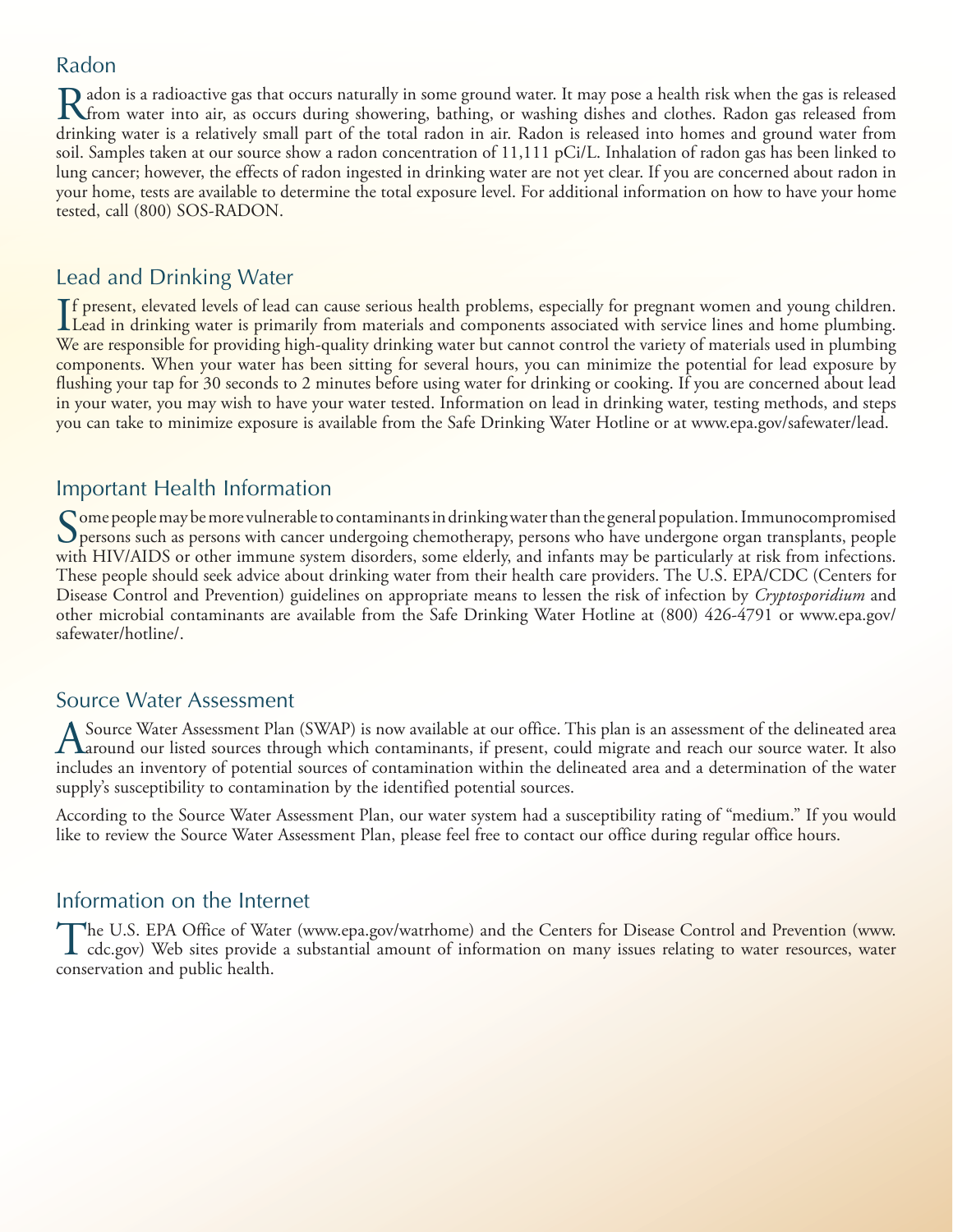## Radon

Radon is a radioactive gas that occurs naturally in some ground water. It may pose a health risk when the gas is released from water into air, as occurs during showering, bathing, or washing dishes and clothes. Radon gas released from drinking water is a relatively small part of the total radon in air. Radon is released into homes and ground water from soil. Samples taken at our source show a radon concentration of 11,111 pCi/L. Inhalation of radon gas has been linked to lung cancer; however, the effects of radon ingested in drinking water are not yet clear. If you are concerned about radon in your home, tests are available to determine the total exposure level. For additional information on how to have your home tested, call (800) SOS-RADON.

## Lead and Drinking Water

If present, elevated levels of lead can cause serious health problems, especially for pregnant women and young children. Lead in drinking water is primarily from materials and components associated with service lines and home plumbing. We are responsible for providing high-quality drinking water but cannot control the variety of materials used in plumbing components. When your water has been sitting for several hours, you can minimize the potential for lead exposure by flushing your tap for 30 seconds to 2 minutes before using water for drinking or cooking. If you are concerned about lead in your water, you may wish to have your water tested. Information on lead in drinking water, testing methods, and steps you can take to minimize exposure is available from the Safe Drinking Water Hotline or at www.epa.gov/safewater/lead.

## Important Health Information

Some people may be more vulnerable to contaminants in drinking water than the general population. Immunocompromised persons such as persons with cancer undergoing chemotherapy, persons who have undergone organ transplants, people with HIV/AIDS or other immune system disorders, some elderly, and infants may be particularly at risk from infections. These people should seek advice about drinking water from their health care providers. The U.S. EPA/CDC (Centers for Disease Control and Prevention) guidelines on appropriate means to lessen the risk of infection by *Cryptosporidium* and other microbial contaminants are available from the Safe Drinking Water Hotline at (800) 426-4791 or www.epa.gov/safewater/hotline/.

## Source Water Assessment

A Source Water Assessment Plan (SWAP) is now available at our office. This plan is an assessment of the delineated area around our listed sources through which contaminants, if present, could migrate and reach our source water. It also includes an inventory of potential sources of contamination within the delineated area and a determination of the water supply's susceptibility to contamination by the identified potential sources.

According to the Source Water Assessment Plan, our water system had a susceptibility rating of "medium." If you would like to review the Source Water Assessment Plan, please feel free to contact our office during regular office hours.

## Information on the Internet

The U.S. EPA Office of Water (www.epa.gov/watrhome) and the Centers for Disease Control and Prevention (www.cdc.gov) Web sites provide a substantial amount of information on many issues relating to water resources, water conservation and public health.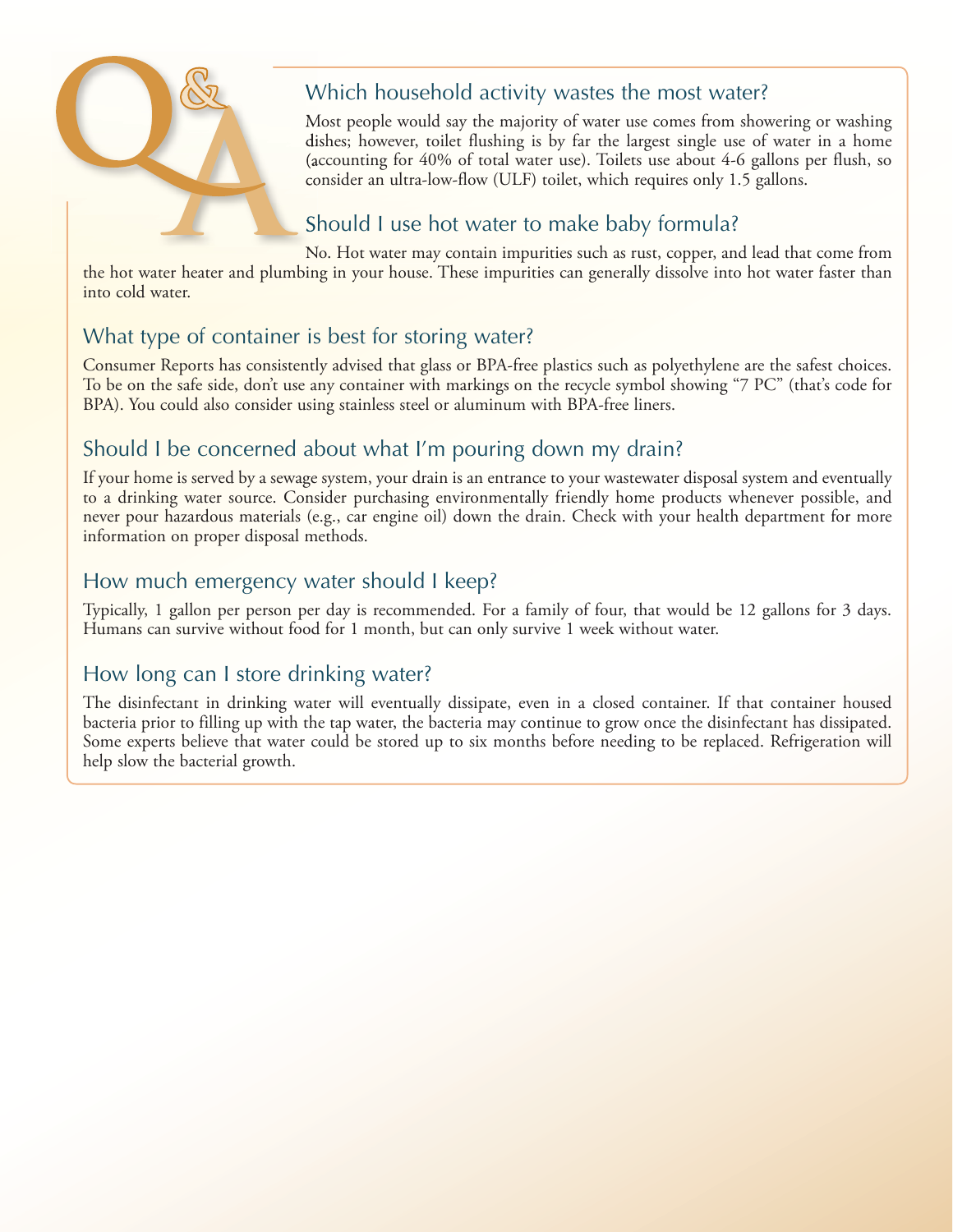# Q&A

## Which household activity wastes the most water?

Most people would say the majority of water use comes from showering or washing dishes; however, toilet flushing is by far the largest single use of water in a home (accounting for 40% of total water use). Toilets use about 4-6 gallons per flush, so consider an ultra-low-flow (ULF) toilet, which requires only 1.5 gallons.

## Should I use hot water to make baby formula?

No. Hot water may contain impurities such as rust, copper, and lead that come from the hot water heater and plumbing in your house. These impurities can generally dissolve into hot water faster than into cold water.

## What type of container is best for storing water?

Consumer Reports has consistently advised that glass or BPA-free plastics such as polyethylene are the safest choices. To be on the safe side, don't use any container with markings on the recycle symbol showing "7 PC" (that's code for BPA). You could also consider using stainless steel or aluminum with BPA-free liners.

## Should I be concerned about what I'm pouring down my drain?

If your home is served by a sewage system, your drain is an entrance to your wastewater disposal system and eventually to a drinking water source. Consider purchasing environmentally friendly home products whenever possible, and never pour hazardous materials (e.g., car engine oil) down the drain. Check with your health department for more information on proper disposal methods.

## How much emergency water should I keep?

Typically, 1 gallon per person per day is recommended. For a family of four, that would be 12 gallons for 3 days. Humans can survive without food for 1 month, but can only survive 1 week without water.

## How long can I store drinking water?

The disinfectant in drinking water will eventually dissipate, even in a closed container. If that container housed bacteria prior to filling up with the tap water, the bacteria may continue to grow once the disinfectant has dissipated. Some experts believe that water could be stored up to six months before needing to be replaced. Refrigeration will help slow the bacterial growth.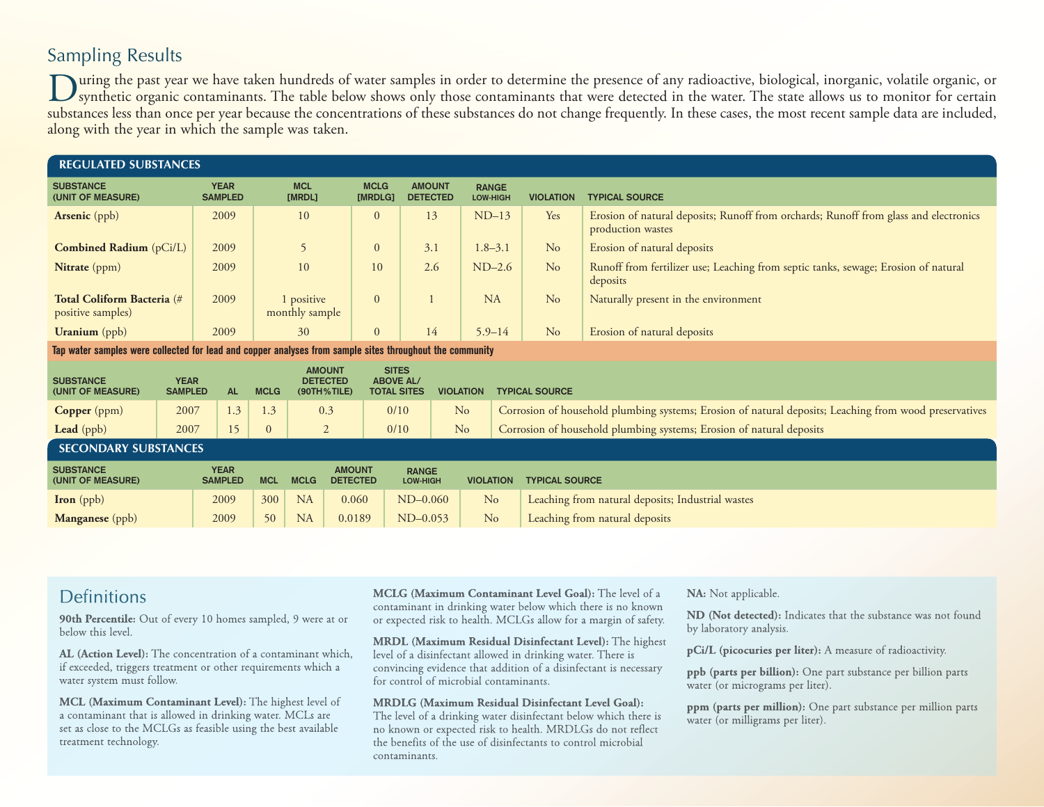## Sampling Results

During the past year we have taken hundreds of water samples in order to determine the presence of any radioactive, biological, inorganic, volatile organic, or synthetic organic contaminants. The table below shows only those contaminants that were detected in the water. The state allows us to monitor for certain substances less than once per year because the concentrations of these substances do not change frequently. In these cases, the most recent sample data are included, along with the year in which the sample was taken.

### REGULATED SUBSTANCES

| SUBSTANCE (UNIT OF MEASURE) | YEAR SAMPLED | MCL [MRDL] | MCLG [MRDLG] | AMOUNT DETECTED | RANGE LOW-HIGH | VIOLATION | TYPICAL SOURCE |
|---|---|---|---|---|---|---|---|
| **Arsenic** (ppb) | 2009 | 10 | 0 | 13 | ND–13 | Yes | Erosion of natural deposits; Runoff from orchards; Runoff from glass and electronics production wastes |
| **Combined Radium** (pCi/L) | 2009 | 5 | 0 | 3.1 | 1.8–3.1 | No | Erosion of natural deposits |
| **Nitrate** (ppm) | 2009 | 10 | 10 | 2.6 | ND–2.6 | No | Runoff from fertilizer use; Leaching from septic tanks, sewage; Erosion of natural deposits |
| **Total Coliform Bacteria** (# positive samples) | 2009 | 1 positive monthly sample | 0 | 1 | NA | No | Naturally present in the environment |
| **Uranium** (ppb) | 2009 | 30 | 0 | 14 | 5.9–14 | No | Erosion of natural deposits |

**Tap water samples were collected for lead and copper analyses from sample sites throughout the community**

| SUBSTANCE (UNIT OF MEASURE) | YEAR SAMPLED | AL | MCLG | AMOUNT DETECTED (90TH%TILE) | SITES ABOVE AL/ TOTAL SITES | VIOLATION | TYPICAL SOURCE |
|---|---|---|---|---|---|---|---|
| **Copper** (ppm) | 2007 | 1.3 | 1.3 | 0.3 | 0/10 | No | Corrosion of household plumbing systems; Erosion of natural deposits; Leaching from wood preservatives |
| **Lead** (ppb) | 2007 | 15 | 0 | 2 | 0/10 | No | Corrosion of household plumbing systems; Erosion of natural deposits |

### SECONDARY SUBSTANCES

| SUBSTANCE (UNIT OF MEASURE) | YEAR SAMPLED | MCL | MCLG | AMOUNT DETECTED | RANGE LOW-HIGH | VIOLATION | TYPICAL SOURCE |
|---|---|---|---|---|---|---|---|
| **Iron** (ppb) | 2009 | 300 | NA | 0.060 | ND–0.060 | No | Leaching from natural deposits; Industrial wastes |
| **Manganese** (ppb) | 2009 | 50 | NA | 0.0189 | ND–0.053 | No | Leaching from natural deposits |

## Definitions

**90th Percentile:** Out of every 10 homes sampled, 9 were at or below this level.

**AL (Action Level):** The concentration of a contaminant which, if exceeded, triggers treatment or other requirements which a water system must follow.

**MCL (Maximum Contaminant Level):** The highest level of a contaminant that is allowed in drinking water. MCLs are set as close to the MCLGs as feasible using the best available treatment technology.

**MCLG (Maximum Contaminant Level Goal):** The level of a contaminant in drinking water below which there is no known or expected risk to health. MCLGs allow for a margin of safety.

**MRDL (Maximum Residual Disinfectant Level):** The highest level of a disinfectant allowed in drinking water. There is convincing evidence that addition of a disinfectant is necessary for control of microbial contaminants.

**MRDLG (Maximum Residual Disinfectant Level Goal):** The level of a drinking water disinfectant below which there is no known or expected risk to health. MRDLGs do not reflect the benefits of the use of disinfectants to control microbial contaminants.

**NA:** Not applicable.

**ND (Not detected):** Indicates that the substance was not found by laboratory analysis.

**pCi/L (picocuries per liter):** A measure of radioactivity.

**ppb (parts per billion):** One part substance per billion parts water (or micrograms per liter).

**ppm (parts per million):** One part substance per million parts water (or milligrams per liter).